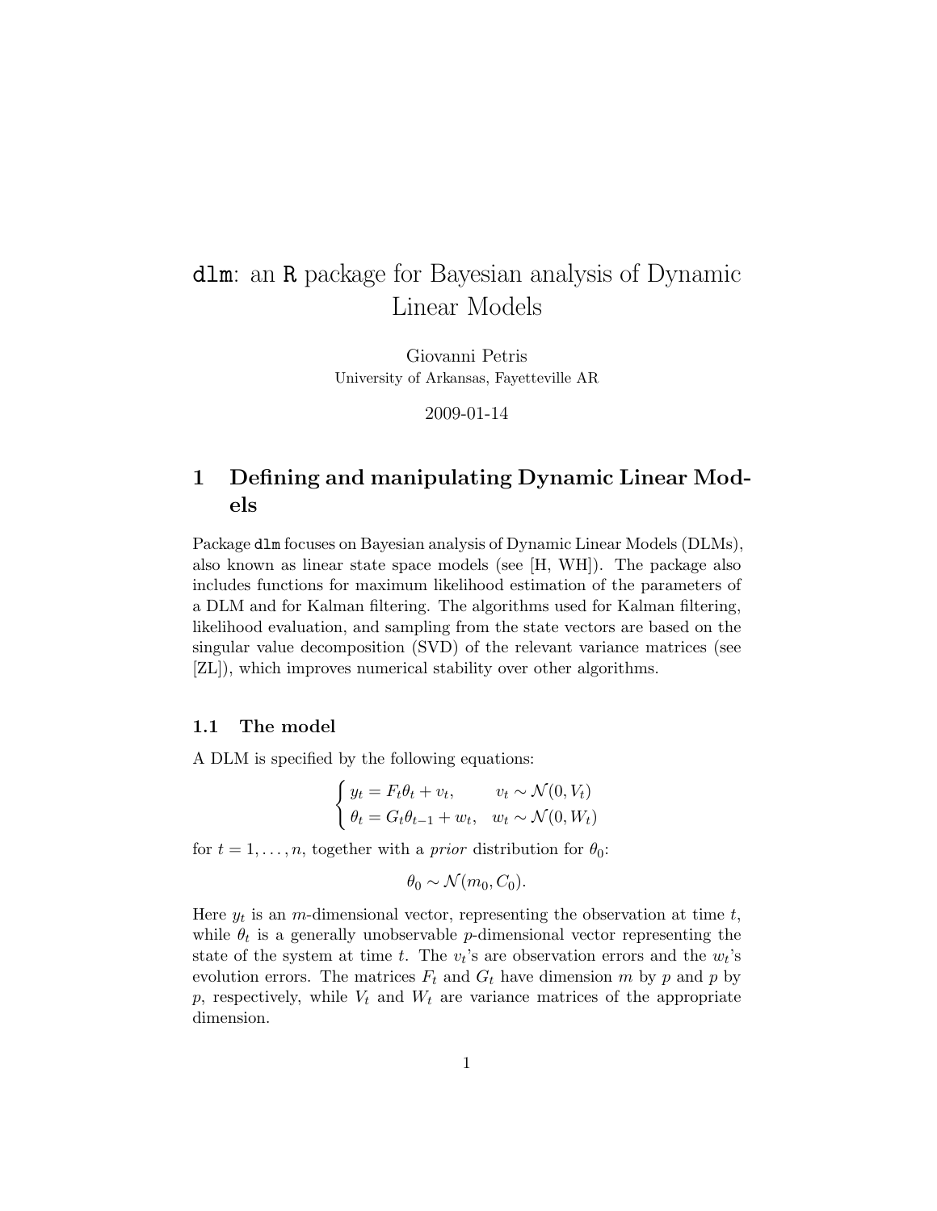# `dlm`: an `R` package for Bayesian analysis of Dynamic Linear Models

Giovanni Petris
University of Arkansas, Fayetteville AR

2009-01-14

## 1 Defining and manipulating Dynamic Linear Models

Package `dlm` focuses on Bayesian analysis of Dynamic Linear Models (DLMs), also known as linear state space models (see [H, WH]). The package also includes functions for maximum likelihood estimation of the parameters of a DLM and for Kalman filtering. The algorithms used for Kalman filtering, likelihood evaluation, and sampling from the state vectors are based on the singular value decomposition (SVD) of the relevant variance matrices (see [ZL]), which improves numerical stability over other algorithms.

### 1.1 The model

A DLM is specified by the following equations:

$$\begin{cases} y_t = F_t \theta_t + v_t, & v_t \sim \mathcal{N}(0, V_t) \\ \theta_t = G_t \theta_{t-1} + w_t, & w_t \sim \mathcal{N}(0, W_t) \end{cases}$$

for $t = 1, \ldots, n$, together with a *prior* distribution for $\theta_0$:

$$\theta_0 \sim \mathcal{N}(m_0, C_0).$$

Here $y_t$ is an $m$-dimensional vector, representing the observation at time $t$, while $\theta_t$ is a generally unobservable $p$-dimensional vector representing the state of the system at time $t$. The $v_t$'s are observation errors and the $w_t$'s evolution errors. The matrices $F_t$ and $G_t$ have dimension $m$ by $p$ and $p$ by $p$, respectively, while $V_t$ and $W_t$ are variance matrices of the appropriate dimension.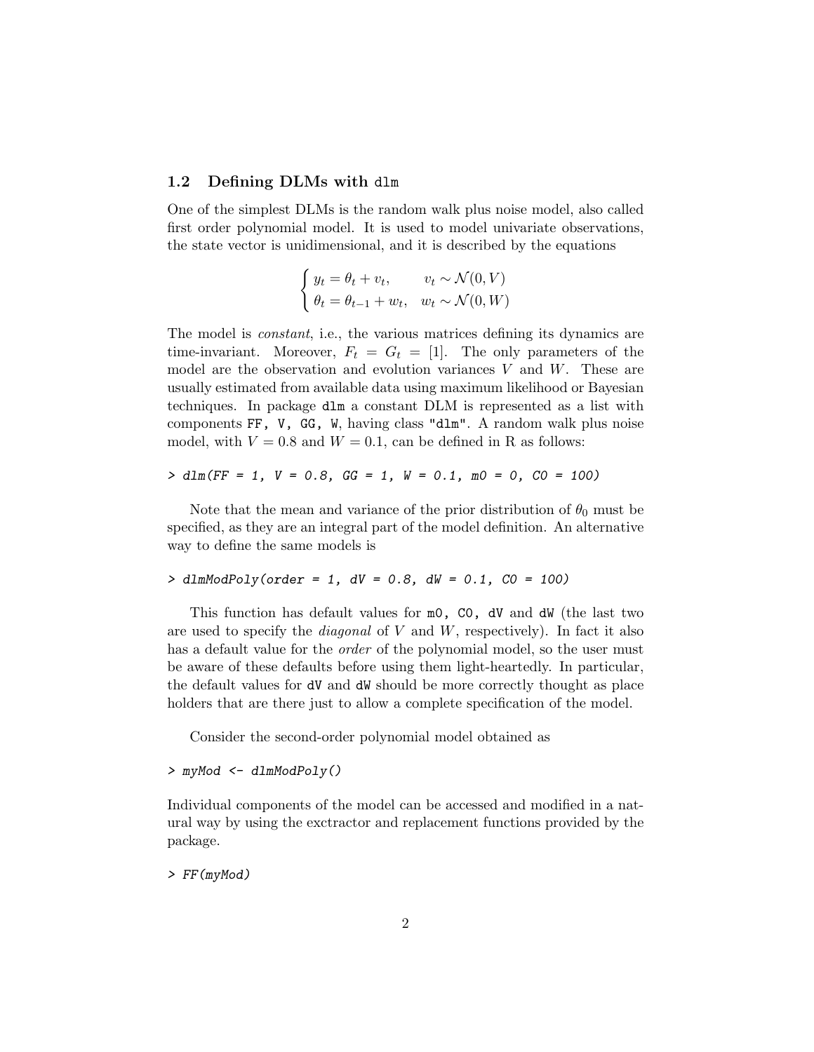## 1.2 Defining DLMs with `dlm`

One of the simplest DLMs is the random walk plus noise model, also called first order polynomial model. It is used to model univariate observations, the state vector is unidimensional, and it is described by the equations

$$
\begin{cases} y_t = \theta_t + v_t, & v_t \sim \mathcal{N}(0, V) \\ \theta_t = \theta_{t-1} + w_t, & w_t \sim \mathcal{N}(0, W) \end{cases}
$$

The model is *constant*, i.e., the various matrices defining its dynamics are time-invariant. Moreover, $F_t = G_t = [1]$. The only parameters of the model are the observation and evolution variances $V$ and $W$. These are usually estimated from available data using maximum likelihood or Bayesian techniques. In package `dlm` a constant DLM is represented as a list with components `FF, V, GG, W`, having class `"dlm"`. A random walk plus noise model, with $V = 0.8$ and $W = 0.1$, can be defined in R as follows:

```
> dlm(FF = 1, V = 0.8, GG = 1, W = 0.1, m0 = 0, C0 = 100)
```

Note that the mean and variance of the prior distribution of $\theta_0$ must be specified, as they are an integral part of the model definition. An alternative way to define the same models is

```
> dlmModPoly(order = 1, dV = 0.8, dW = 0.1, C0 = 100)
```

This function has default values for `m0, C0, dV` and `dW` (the last two are used to specify the *diagonal* of $V$ and $W$, respectively). In fact it also has a default value for the *order* of the polynomial model, so the user must be aware of these defaults before using them light-heartedly. In particular, the default values for `dV` and `dW` should be more correctly thought as place holders that are there just to allow a complete specification of the model.

Consider the second-order polynomial model obtained as

```
> myMod <- dlmModPoly()
```

Individual components of the model can be accessed and modified in a natural way by using the exctractor and replacement functions provided by the package.

```
> FF(myMod)
```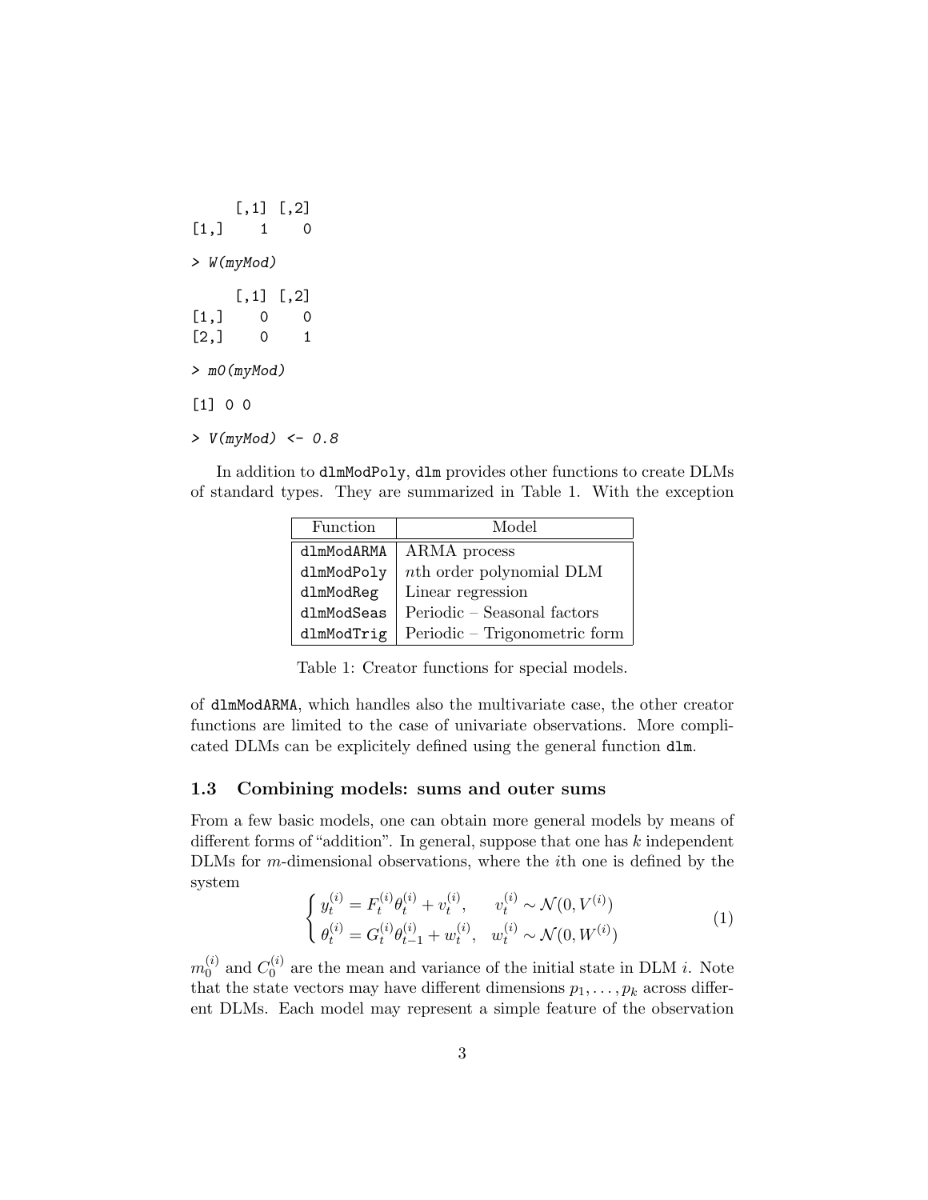```
     [,1] [,2]
[1,]    1    0
> W(myMod)
     [,1] [,2]
[1,]    0    0
[2,]    0    1
> m0(myMod)
[1] 0 0
> V(myMod) <- 0.8
```

In addition to `dlmModPoly`, `dlm` provides other functions to create DLMs of standard types. They are summarized in Table 1. With the exception

| Function | Model |
|---|---|
| `dlmModARMA` | ARMA process |
| `dlmModPoly` | $n$th order polynomial DLM |
| `dlmModReg` | Linear regression |
| `dlmModSeas` | Periodic – Seasonal factors |
| `dlmModTrig` | Periodic – Trigonometric form |

Table 1: Creator functions for special models.

of `dlmModARMA`, which handles also the multivariate case, the other creator functions are limited to the case of univariate observations. More complicated DLMs can be explicitely defined using the general function `dlm`.

### 1.3 Combining models: sums and outer sums

From a few basic models, one can obtain more general models by means of different forms of "addition". In general, suppose that one has $k$ independent DLMs for $m$-dimensional observations, where the $i$th one is defined by the system

$$\begin{cases} y_t^{(i)} = F_t^{(i)} \theta_t^{(i)} + v_t^{(i)}, & v_t^{(i)} \sim \mathcal{N}(0, V^{(i)}) \\ \theta_t^{(i)} = G_t^{(i)} \theta_{t-1}^{(i)} + w_t^{(i)}, & w_t^{(i)} \sim \mathcal{N}(0, W^{(i)}) \end{cases} \tag{1}$$

$m_0^{(i)}$ and $C_0^{(i)}$ are the mean and variance of the initial state in DLM $i$. Note that the state vectors may have different dimensions $p_1, \ldots, p_k$ across different DLMs. Each model may represent a simple feature of the observation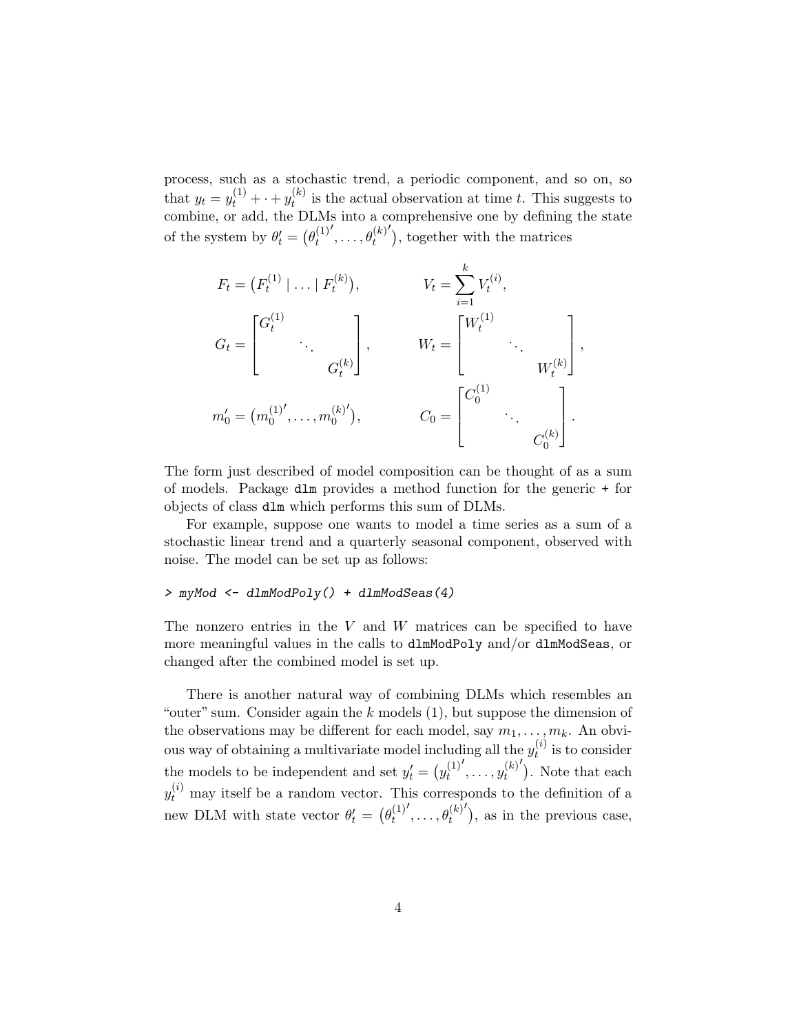process, such as a stochastic trend, a periodic component, and so on, so that $y_t = y_t^{(1)} + \cdot + y_t^{(k)}$ is the actual observation at time $t$. This suggests to combine, or add, the DLMs into a comprehensive one by defining the state of the system by $\theta_t' = \big(\theta_t^{(1)'}, \ldots, \theta_t^{(k)'}\big)$, together with the matrices

$$
\begin{aligned}
F_t &= \big(F_t^{(1)} \mid \ldots \mid F_t^{(k)}\big), & V_t &= \sum_{i=1}^{k} V_t^{(i)}, \\
G_t &= \begin{bmatrix} G_t^{(1)} & & \\ & \ddots & \\ & & G_t^{(k)} \end{bmatrix}, & W_t &= \begin{bmatrix} W_t^{(1)} & & \\ & \ddots & \\ & & W_t^{(k)} \end{bmatrix}, \\
m_0' &= \big(m_0^{(1)'}, \ldots, m_0^{(k)'}\big), & C_0 &= \begin{bmatrix} C_0^{(1)} & & \\ & \ddots & \\ & & C_0^{(k)} \end{bmatrix}.
\end{aligned}
$$

The form just described of model composition can be thought of as a sum of models. Package `dlm` provides a method function for the generic `+` for objects of class `dlm` which performs this sum of DLMs.

For example, suppose one wants to model a time series as a sum of a stochastic linear trend and a quarterly seasonal component, observed with noise. The model can be set up as follows:

```
> myMod <- dlmModPoly() + dlmModSeas(4)
```

The nonzero entries in the $V$ and $W$ matrices can be specified to have more meaningful values in the calls to `dlmModPoly` and/or `dlmModSeas`, or changed after the combined model is set up.

There is another natural way of combining DLMs which resembles an "outer" sum. Consider again the $k$ models (1), but suppose the dimension of the observations may be different for each model, say $m_1, \ldots, m_k$. An obvious way of obtaining a multivariate model including all the $y_t^{(i)}$ is to consider the models to be independent and set $y_t' = \big(y_t^{(1)'}, \ldots, y_t^{(k)'}\big)$. Note that each $y_t^{(i)}$ may itself be a random vector. This corresponds to the definition of a new DLM with state vector $\theta_t' = \big(\theta_t^{(1)'}, \ldots, \theta_t^{(k)'}\big)$, as in the previous case,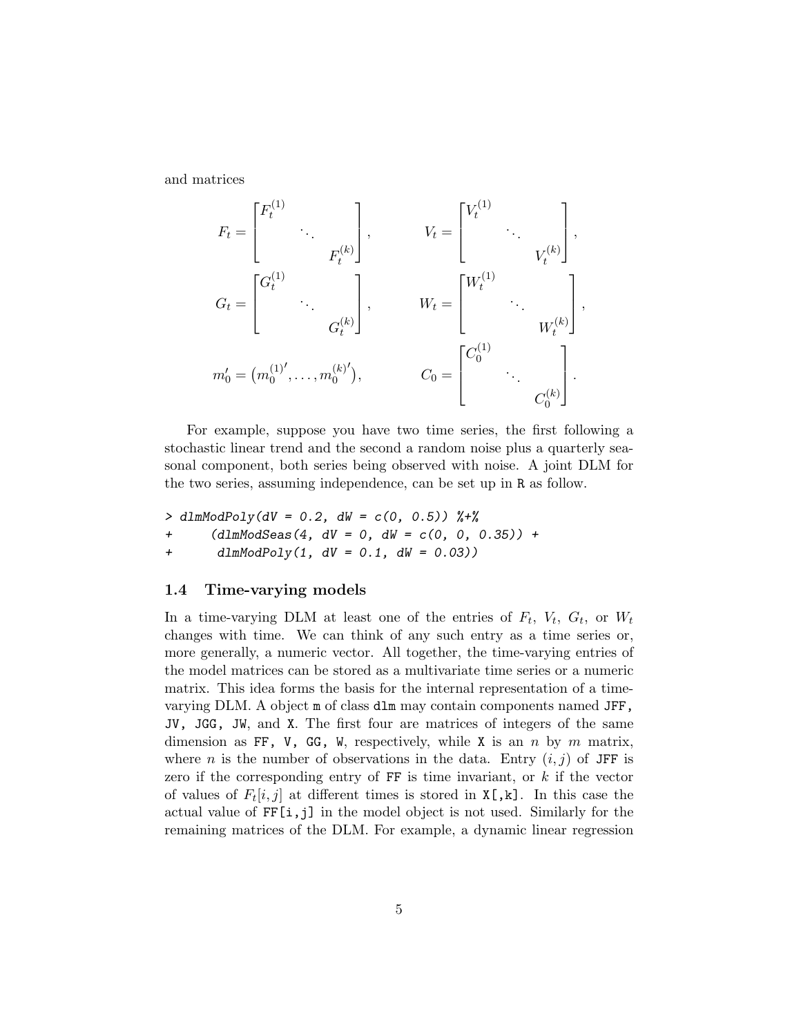and matrices

$$
F_t = \begin{bmatrix} F_t^{(1)} & & \\ & \ddots & \\ & & F_t^{(k)} \end{bmatrix}, \qquad V_t = \begin{bmatrix} V_t^{(1)} & & \\ & \ddots & \\ & & V_t^{(k)} \end{bmatrix},
$$

$$
G_t = \begin{bmatrix} G_t^{(1)} & & \\ & \ddots & \\ & & G_t^{(k)} \end{bmatrix}, \qquad W_t = \begin{bmatrix} W_t^{(1)} & & \\ & \ddots & \\ & & W_t^{(k)} \end{bmatrix},
$$

$$
m_0' = \left(m_0^{(1)\prime}, \ldots, m_0^{(k)\prime}\right), \qquad C_0 = \begin{bmatrix} C_0^{(1)} & & \\ & \ddots & \\ & & C_0^{(k)} \end{bmatrix}.
$$

For example, suppose you have two time series, the first following a stochastic linear trend and the second a random noise plus a quarterly seasonal component, both series being observed with noise. A joint DLM for the two series, assuming independence, can be set up in R as follow.

```
> dlmModPoly(dV = 0.2, dW = c(0, 0.5)) %+%
+     (dlmModSeas(4, dV = 0, dW = c(0, 0, 0.35)) +
+      dlmModPoly(1, dV = 0.1, dW = 0.03))
```

## 1.4 Time-varying models

In a time-varying DLM at least one of the entries of $F_t$, $V_t$, $G_t$, or $W_t$ changes with time. We can think of any such entry as a time series or, more generally, a numeric vector. All together, the time-varying entries of the model matrices can be stored as a multivariate time series or a numeric matrix. This idea forms the basis for the internal representation of a time-varying DLM. A object `m` of class `dlm` may contain components named `JFF`, `JV`, `JGG`, `JW`, and `X`. The first four are matrices of integers of the same dimension as `FF`, `V`, `GG`, `W`, respectively, while `X` is an $n$ by $m$ matrix, where $n$ is the number of observations in the data. Entry $(i, j)$ of `JFF` is zero if the corresponding entry of `FF` is time invariant, or $k$ if the vector of values of $F_t[i, j]$ at different times is stored in `X[,k]`. In this case the actual value of `FF[i,j]` in the model object is not used. Similarly for the remaining matrices of the DLM. For example, a dynamic linear regression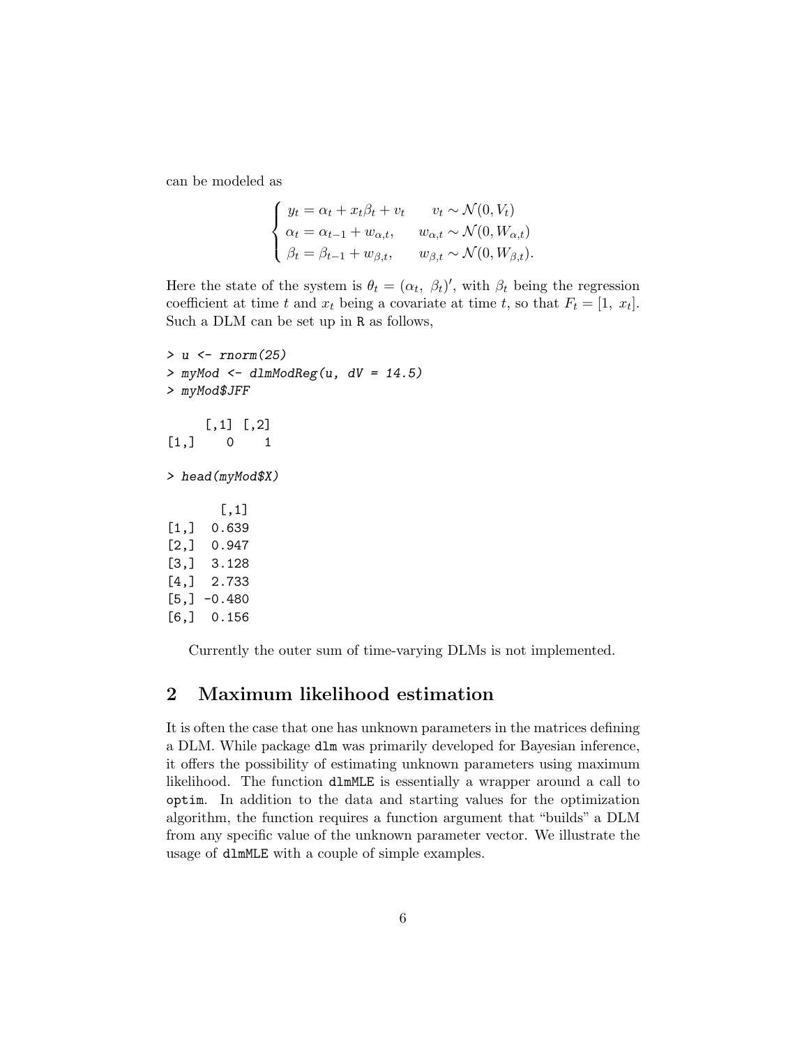can be modeled as

$$
\begin{cases} y_t = \alpha_t + x_t \beta_t + v_t & v_t \sim \mathcal{N}(0, V_t) \\ \alpha_t = \alpha_{t-1} + w_{\alpha,t}, & w_{\alpha,t} \sim \mathcal{N}(0, W_{\alpha,t}) \\ \beta_t = \beta_{t-1} + w_{\beta,t}, & w_{\beta,t} \sim \mathcal{N}(0, W_{\beta,t}). \end{cases}
$$

Here the state of the system is $\theta_t = (\alpha_t,\ \beta_t)'$, with $\beta_t$ being the regression coefficient at time $t$ and $x_t$ being a covariate at time $t$, so that $F_t = [1,\ x_t]$. Such a DLM can be set up in R as follows,

```
> u <- rnorm(25)
> myMod <- dlmModReg(u, dV = 14.5)
> myMod$JFF

     [,1] [,2]
[1,]    0    1

> head(myMod$X)

       [,1]
[1,]  0.639
[2,]  0.947
[3,]  3.128
[4,]  2.733
[5,] -0.480
[6,]  0.156
```

Currently the outer sum of time-varying DLMs is not implemented.

## 2 Maximum likelihood estimation

It is often the case that one has unknown parameters in the matrices defining a DLM. While package dlm was primarily developed for Bayesian inference, it offers the possibility of estimating unknown parameters using maximum likelihood. The function dlmMLE is essentially a wrapper around a call to optim. In addition to the data and starting values for the optimization algorithm, the function requires a function argument that "builds" a DLM from any specific value of the unknown parameter vector. We illustrate the usage of dlmMLE with a couple of simple examples.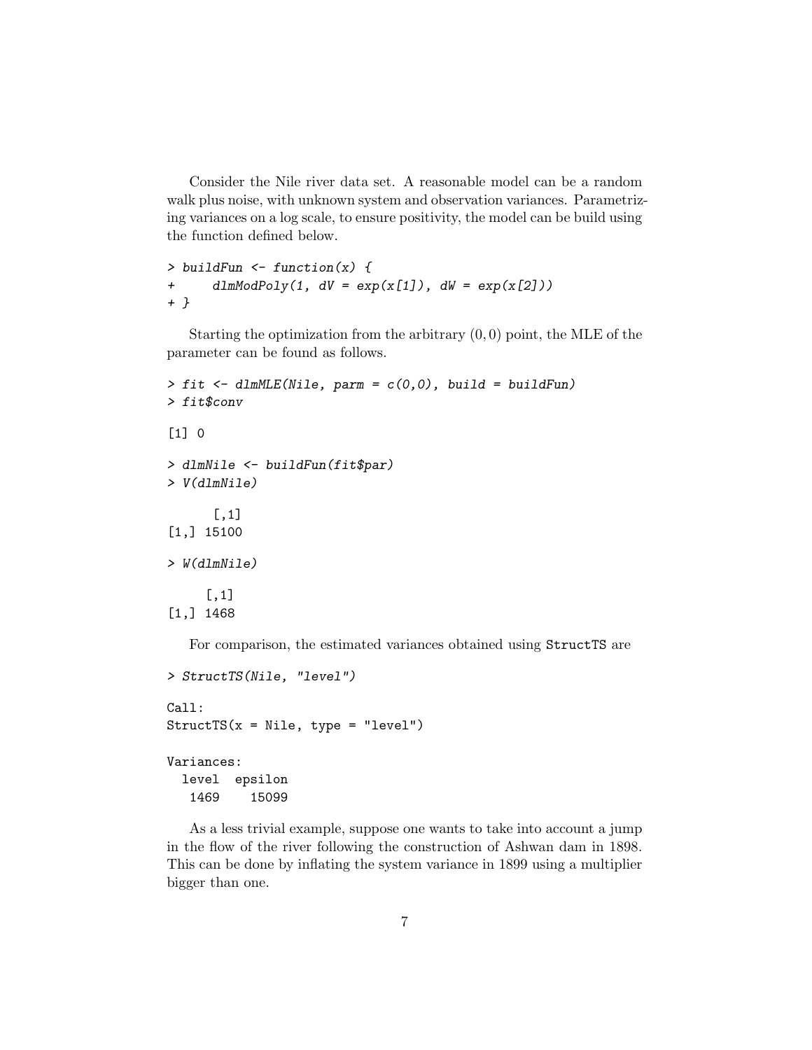Consider the Nile river data set. A reasonable model can be a random walk plus noise, with unknown system and observation variances. Parametrizing variances on a log scale, to ensure positivity, the model can be build using the function defined below.

```
> buildFun <- function(x) {
+     dlmModPoly(1, dV = exp(x[1]), dW = exp(x[2]))
+ }
```

Starting the optimization from the arbitrary $(0, 0)$ point, the MLE of the parameter can be found as follows.

```
> fit <- dlmMLE(Nile, parm = c(0,0), build = buildFun)
> fit$conv

[1] 0

> dlmNile <- buildFun(fit$par)
> V(dlmNile)

      [,1]
[1,] 15100

> W(dlmNile)

     [,1]
[1,] 1468
```

For comparison, the estimated variances obtained using `StructTS` are

```
> StructTS(Nile, "level")

Call:
StructTS(x = Nile, type = "level")

Variances:
  level  epsilon
   1469    15099
```

As a less trivial example, suppose one wants to take into account a jump in the flow of the river following the construction of Ashwan dam in 1898. This can be done by inflating the system variance in 1899 using a multiplier bigger than one.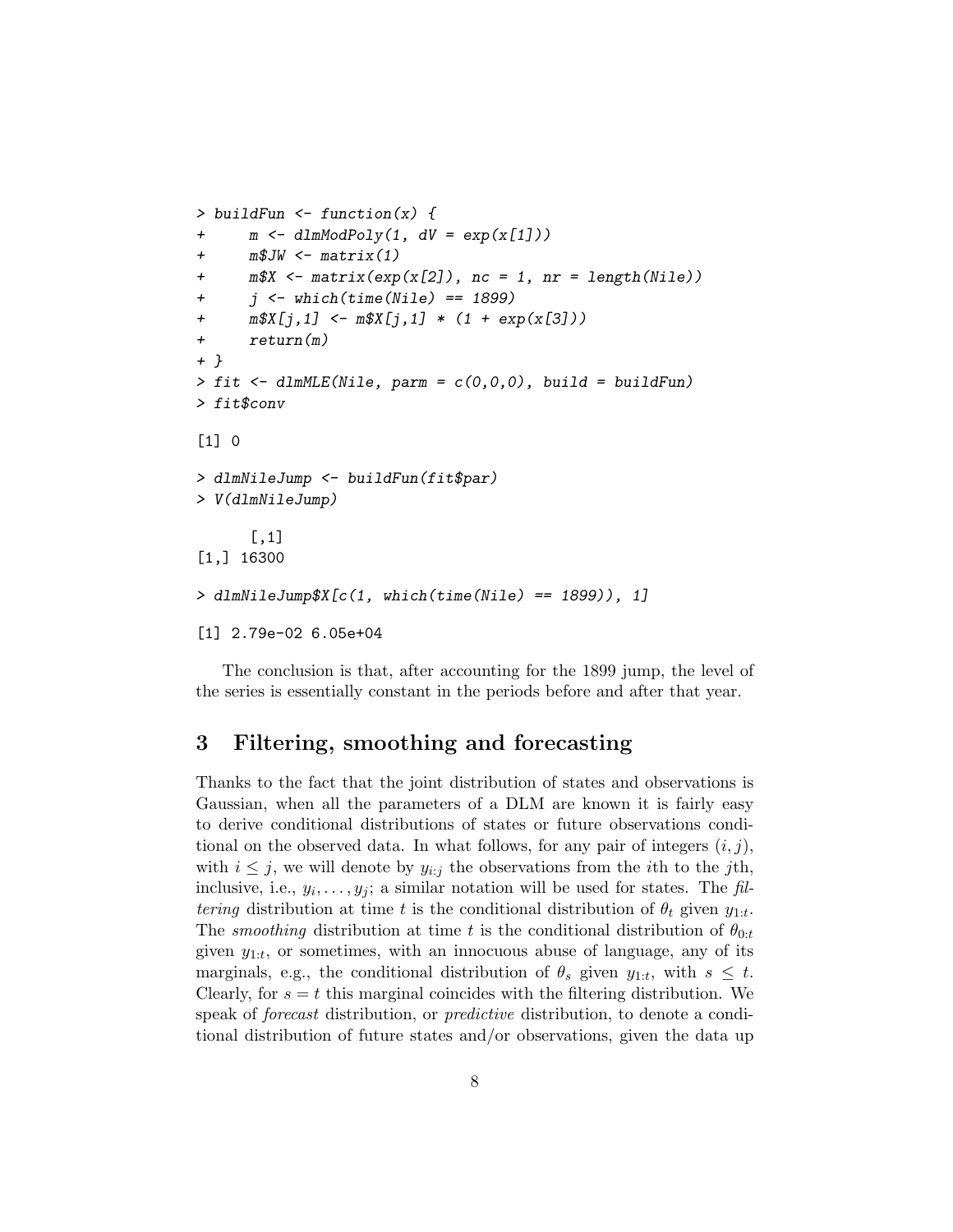```
> buildFun <- function(x) {
+     m <- dlmModPoly(1, dV = exp(x[1]))
+     m$JW <- matrix(1)
+     m$X <- matrix(exp(x[2]), nc = 1, nr = length(Nile))
+     j <- which(time(Nile) == 1899)
+     m$X[j,1] <- m$X[j,1] * (1 + exp(x[3]))
+     return(m)
+ }
> fit <- dlmMLE(Nile, parm = c(0,0,0), build = buildFun)
> fit$conv

[1] 0

> dlmNileJump <- buildFun(fit$par)
> V(dlmNileJump)

      [,1]
[1,] 16300

> dlmNileJump$X[c(1, which(time(Nile) == 1899)), 1]

[1] 2.79e-02 6.05e+04
```

The conclusion is that, after accounting for the 1899 jump, the level of the series is essentially constant in the periods before and after that year.

## 3 Filtering, smoothing and forecasting

Thanks to the fact that the joint distribution of states and observations is Gaussian, when all the parameters of a DLM are known it is fairly easy to derive conditional distributions of states or future observations conditional on the observed data. In what follows, for any pair of integers $(i, j)$, with $i \leq j$, we will denote by $y_{i:j}$ the observations from the $i$th to the $j$th, inclusive, i.e., $y_i, \ldots, y_j$; a similar notation will be used for states. The *filtering* distribution at time $t$ is the conditional distribution of $\theta_t$ given $y_{1:t}$. The *smoothing* distribution at time $t$ is the conditional distribution of $\theta_{0:t}$ given $y_{1:t}$, or sometimes, with an innocuous abuse of language, any of its marginals, e.g., the conditional distribution of $\theta_s$ given $y_{1:t}$, with $s \leq t$. Clearly, for $s = t$ this marginal coincides with the filtering distribution. We speak of *forecast* distribution, or *predictive* distribution, to denote a conditional distribution of future states and/or observations, given the data up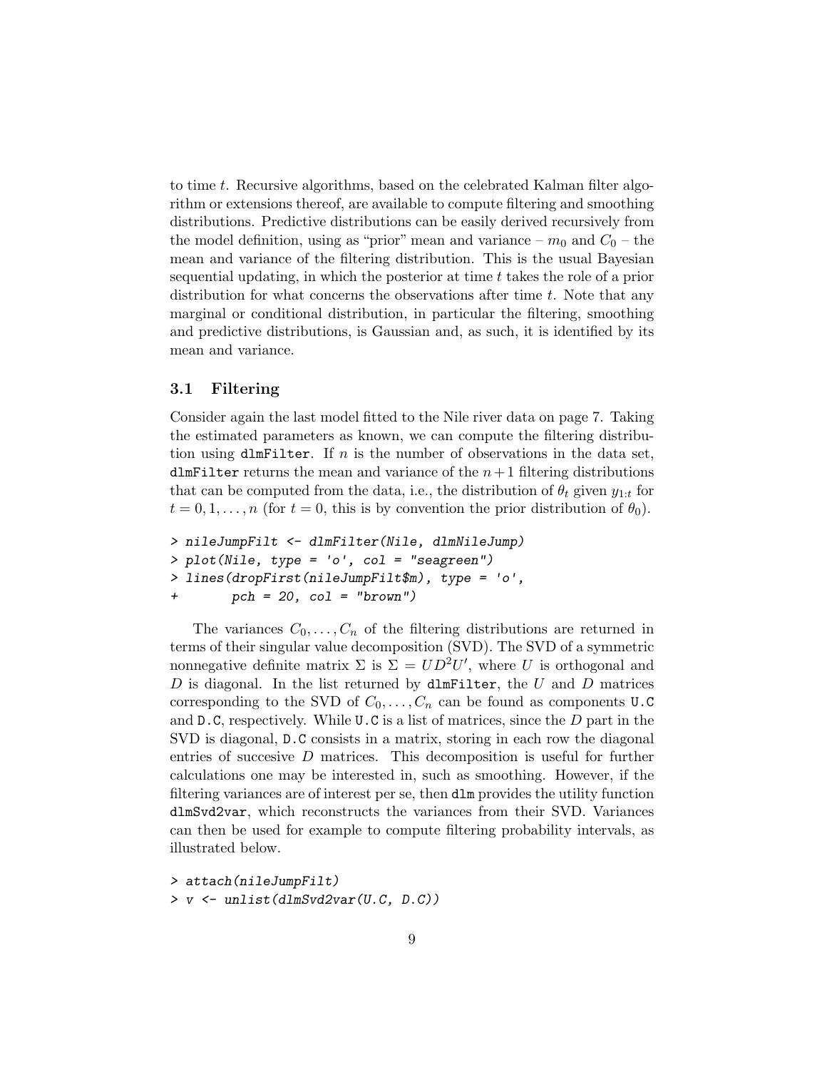to time $t$. Recursive algorithms, based on the celebrated Kalman filter algorithm or extensions thereof, are available to compute filtering and smoothing distributions. Predictive distributions can be easily derived recursively from the model definition, using as "prior" mean and variance – $m_0$ and $C_0$ – the mean and variance of the filtering distribution. This is the usual Bayesian sequential updating, in which the posterior at time $t$ takes the role of a prior distribution for what concerns the observations after time $t$. Note that any marginal or conditional distribution, in particular the filtering, smoothing and predictive distributions, is Gaussian and, as such, it is identified by its mean and variance.

### 3.1 Filtering

Consider again the last model fitted to the Nile river data on page 7. Taking the estimated parameters as known, we can compute the filtering distribution using `dlmFilter`. If $n$ is the number of observations in the data set, `dlmFilter` returns the mean and variance of the $n+1$ filtering distributions that can be computed from the data, i.e., the distribution of $\theta_t$ given $y_{1:t}$ for $t = 0, 1, \ldots, n$ (for $t = 0$, this is by convention the prior distribution of $\theta_0$).

```
> nileJumpFilt <- dlmFilter(Nile, dlmNileJump)
> plot(Nile, type = 'o', col = "seagreen")
> lines(dropFirst(nileJumpFilt$m), type = 'o',
+       pch = 20, col = "brown")
```

The variances $C_0, \ldots, C_n$ of the filtering distributions are returned in terms of their singular value decomposition (SVD). The SVD of a symmetric nonnegative definite matrix $\Sigma$ is $\Sigma = UD^2U'$, where $U$ is orthogonal and $D$ is diagonal. In the list returned by `dlmFilter`, the $U$ and $D$ matrices corresponding to the SVD of $C_0, \ldots, C_n$ can be found as components `U.C` and `D.C`, respectively. While `U.C` is a list of matrices, since the $D$ part in the SVD is diagonal, `D.C` consists in a matrix, storing in each row the diagonal entries of succesive $D$ matrices. This decomposition is useful for further calculations one may be interested in, such as smoothing. However, if the filtering variances are of interest per se, then `dlm` provides the utility function `dlmSvd2var`, which reconstructs the variances from their SVD. Variances can then be used for example to compute filtering probability intervals, as illustrated below.

```
> attach(nileJumpFilt)
> v <- unlist(dlmSvd2var(U.C, D.C))
```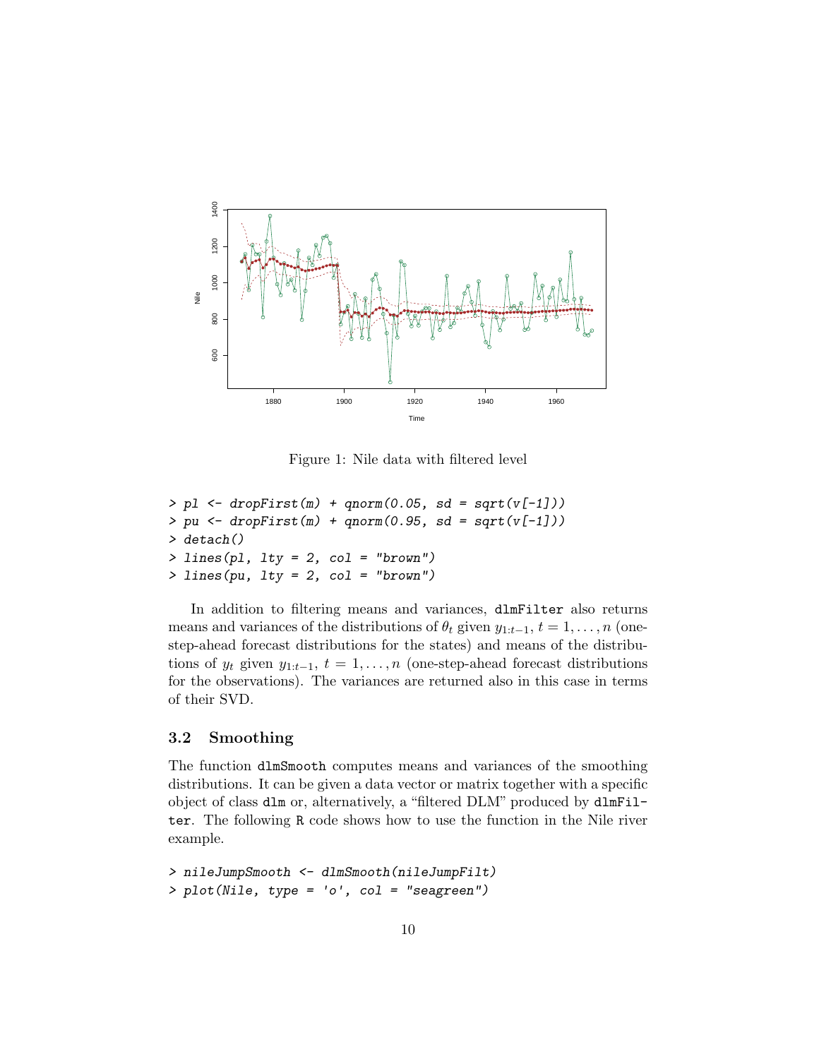Figure 1: Nile data with filtered level

```
> pl <- dropFirst(m) + qnorm(0.05, sd = sqrt(v[-1]))
> pu <- dropFirst(m) + qnorm(0.95, sd = sqrt(v[-1]))
> detach()
> lines(pl, lty = 2, col = "brown")
> lines(pu, lty = 2, col = "brown")
```

In addition to filtering means and variances, `dlmFilter` also returns means and variances of the distributions of $\theta_t$ given $y_{1:t-1}$, $t = 1, \ldots, n$ (one-step-ahead forecast distributions for the states) and means of the distributions of $y_t$ given $y_{1:t-1}$, $t = 1, \ldots, n$ (one-step-ahead forecast distributions for the observations). The variances are returned also in this case in terms of their SVD.

### 3.2 Smoothing

The function `dlmSmooth` computes means and variances of the smoothing distributions. It can be given a data vector or matrix together with a specific object of class `dlm` or, alternatively, a "filtered DLM" produced by `dlmFilter`. The following `R` code shows how to use the function in the Nile river example.

```
> nileJumpSmooth <- dlmSmooth(nileJumpFilt)
> plot(Nile, type = 'o', col = "seagreen")
```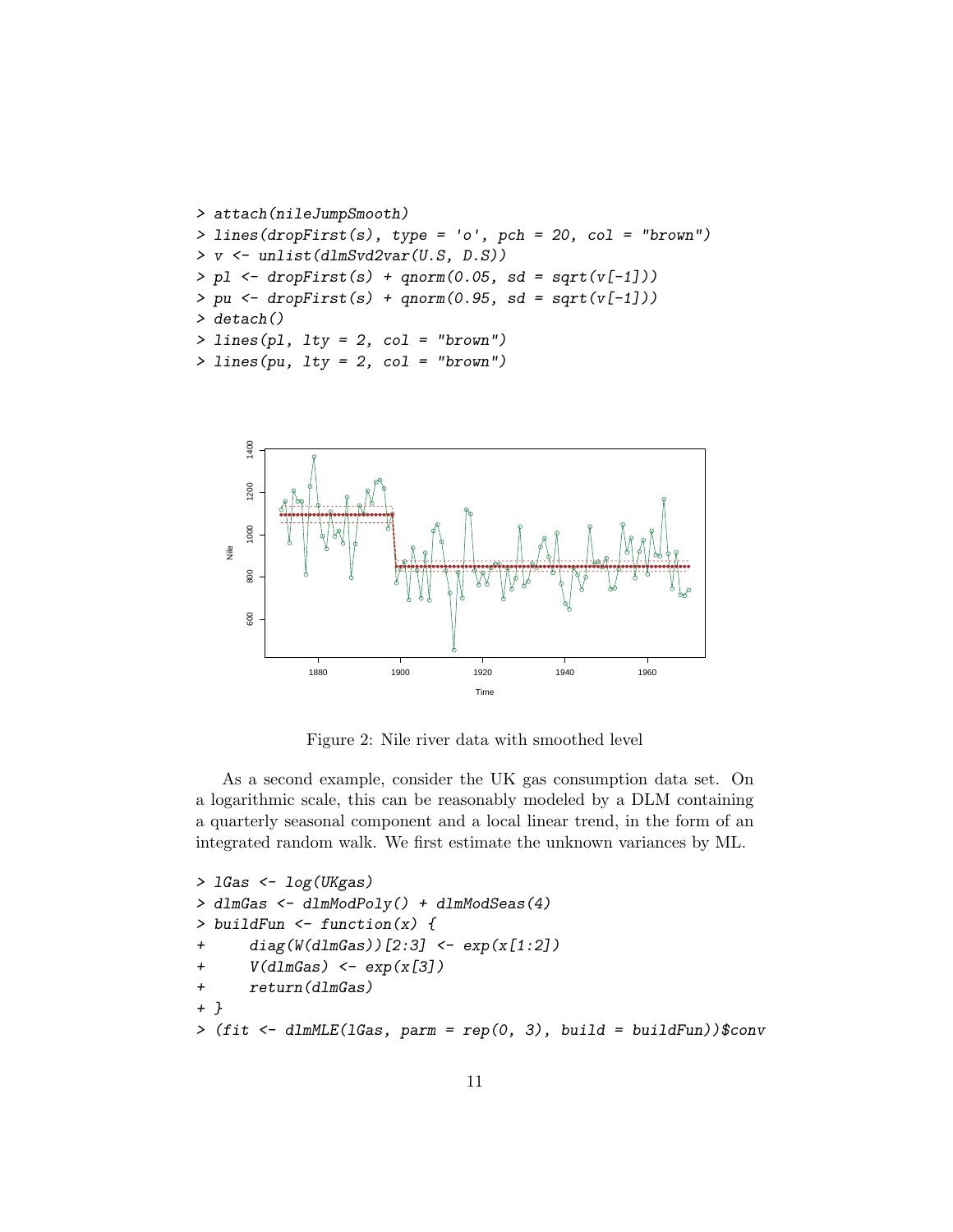```
> attach(nileJumpSmooth)
> lines(dropFirst(s), type = 'o', pch = 20, col = "brown")
> v <- unlist(dlmSvd2var(U.S, D.S))
> pl <- dropFirst(s) + qnorm(0.05, sd = sqrt(v[-1]))
> pu <- dropFirst(s) + qnorm(0.95, sd = sqrt(v[-1]))
> detach()
> lines(pl, lty = 2, col = "brown")
> lines(pu, lty = 2, col = "brown")
```

Figure 2: Nile river data with smoothed level

As a second example, consider the UK gas consumption data set. On a logarithmic scale, this can be reasonably modeled by a DLM containing a quarterly seasonal component and a local linear trend, in the form of an integrated random walk. We first estimate the unknown variances by ML.

```
> lGas <- log(UKgas)
> dlmGas <- dlmModPoly() + dlmModSeas(4)
> buildFun <- function(x) {
+     diag(W(dlmGas))[2:3] <- exp(x[1:2])
+     V(dlmGas) <- exp(x[3])
+     return(dlmGas)
+ }
> (fit <- dlmMLE(lGas, parm = rep(0, 3), build = buildFun))$conv
```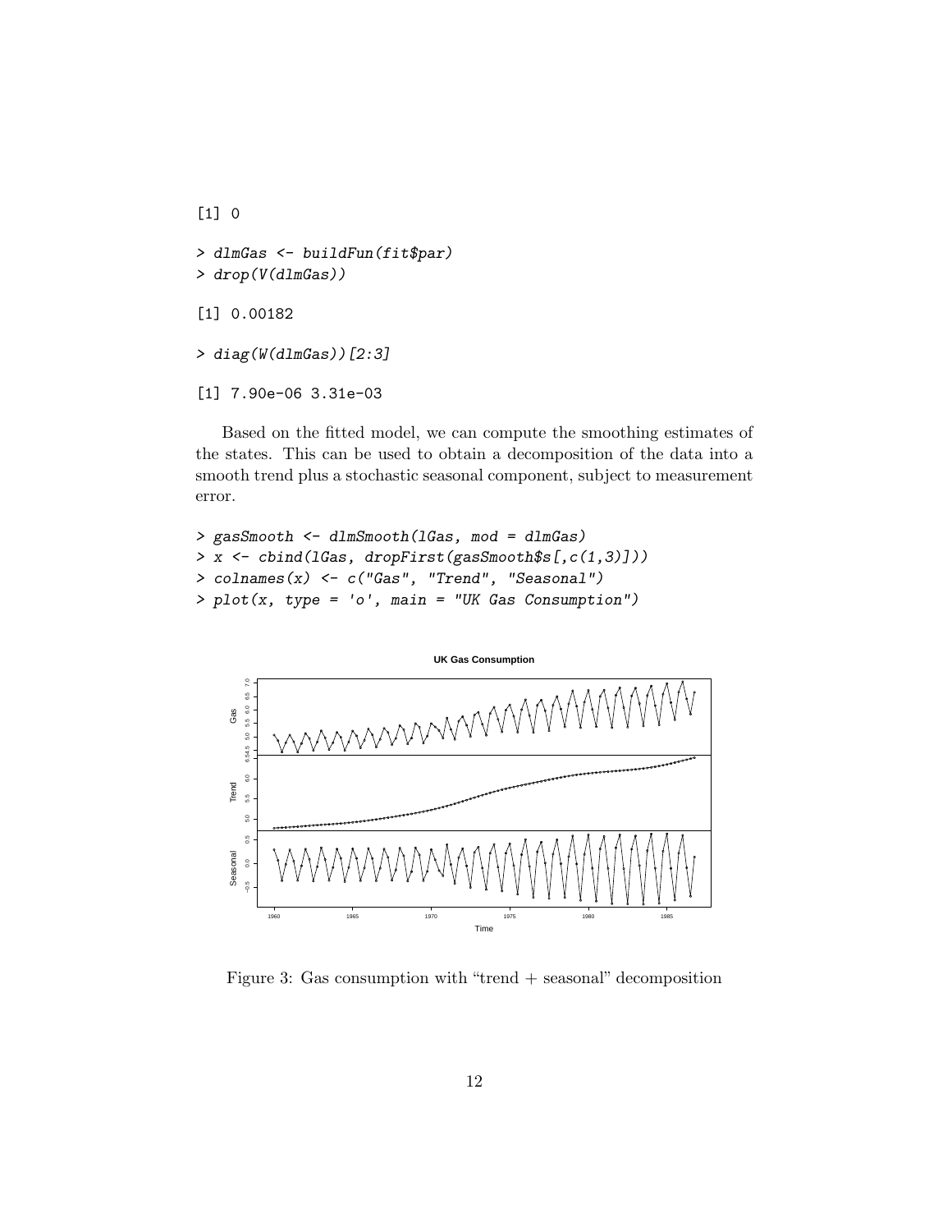```
[1] 0

> dlmGas <- buildFun(fit$par)
> drop(V(dlmGas))

[1] 0.00182

> diag(W(dlmGas))[2:3]

[1] 7.90e-06 3.31e-03
```

Based on the fitted model, we can compute the smoothing estimates of the states. This can be used to obtain a decomposition of the data into a smooth trend plus a stochastic seasonal component, subject to measurement error.

```
> gasSmooth <- dlmSmooth(lGas, mod = dlmGas)
> x <- cbind(lGas, dropFirst(gasSmooth$s[,c(1,3)]))
> colnames(x) <- c("Gas", "Trend", "Seasonal")
> plot(x, type = 'o', main = "UK Gas Consumption")
```

Figure 3: Gas consumption with "trend + seasonal" decomposition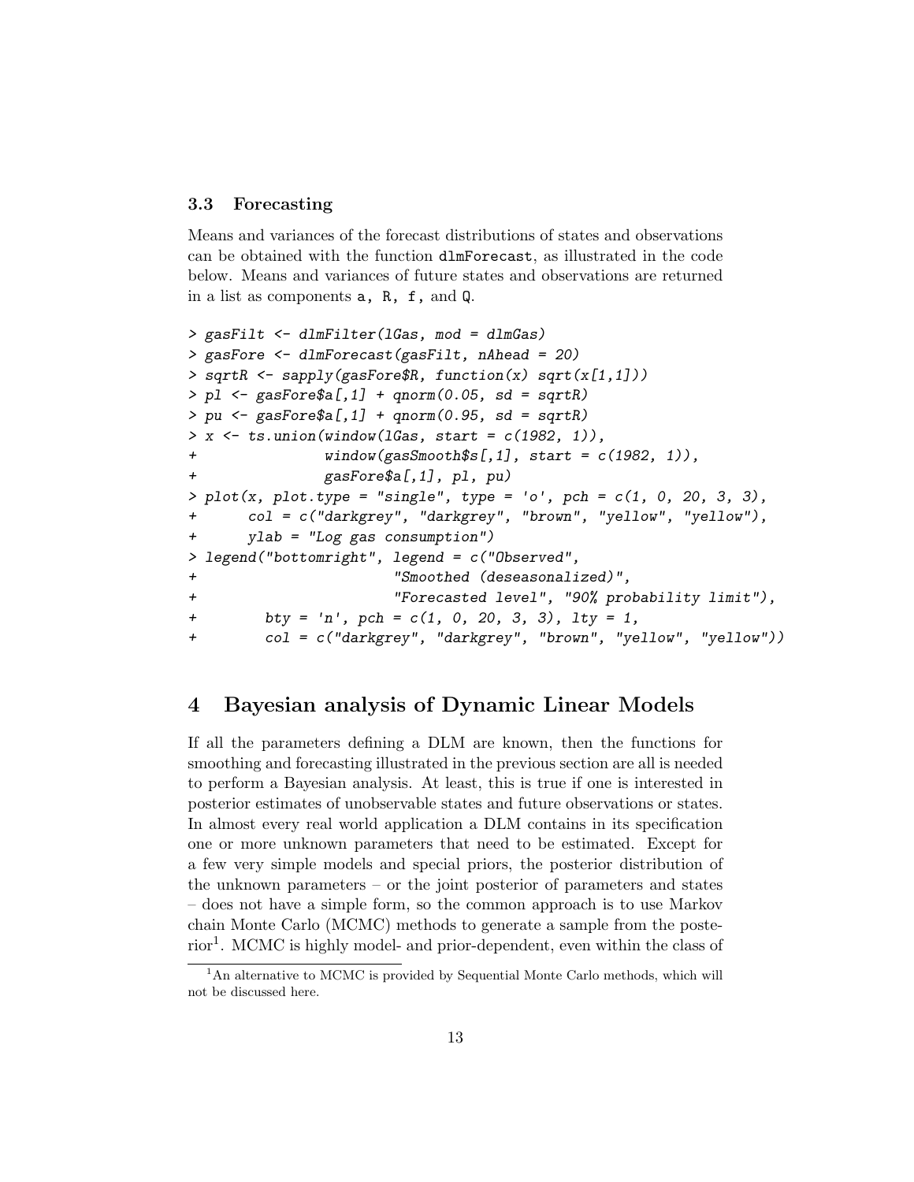### 3.3 Forecasting

Means and variances of the forecast distributions of states and observations can be obtained with the function `dlmForecast`, as illustrated in the code below. Means and variances of future states and observations are returned in a list as components `a, R, f,` and `Q`.

```
> gasFilt <- dlmFilter(lGas, mod = dlmGas)
> gasFore <- dlmForecast(gasFilt, nAhead = 20)
> sqrtR <- sapply(gasFore$R, function(x) sqrt(x[1,1]))
> pl <- gasFore$a[,1] + qnorm(0.05, sd = sqrtR)
> pu <- gasFore$a[,1] + qnorm(0.95, sd = sqrtR)
> x <- ts.union(window(lGas, start = c(1982, 1)),
+               window(gasSmooth$s[,1], start = c(1982, 1)),
+               gasFore$a[,1], pl, pu)
> plot(x, plot.type = "single", type = 'o', pch = c(1, 0, 20, 3, 3),
+      col = c("darkgrey", "darkgrey", "brown", "yellow", "yellow"),
+      ylab = "Log gas consumption")
> legend("bottomright", legend = c("Observed",
+                        "Smoothed (deseasonalized)",
+                        "Forecasted level", "90% probability limit"),
+        bty = 'n', pch = c(1, 0, 20, 3, 3), lty = 1,
+        col = c("darkgrey", "darkgrey", "brown", "yellow", "yellow"))
```

# 4 Bayesian analysis of Dynamic Linear Models

If all the parameters defining a DLM are known, then the functions for smoothing and forecasting illustrated in the previous section are all is needed to perform a Bayesian analysis. At least, this is true if one is interested in posterior estimates of unobservable states and future observations or states. In almost every real world application a DLM contains in its specification one or more unknown parameters that need to be estimated. Except for a few very simple models and special priors, the posterior distribution of the unknown parameters – or the joint posterior of parameters and states – does not have a simple form, so the common approach is to use Markov chain Monte Carlo (MCMC) methods to generate a sample from the posterior[1]. MCMC is highly model- and prior-dependent, even within the class of

[1] An alternative to MCMC is provided by Sequential Monte Carlo methods, which will not be discussed here.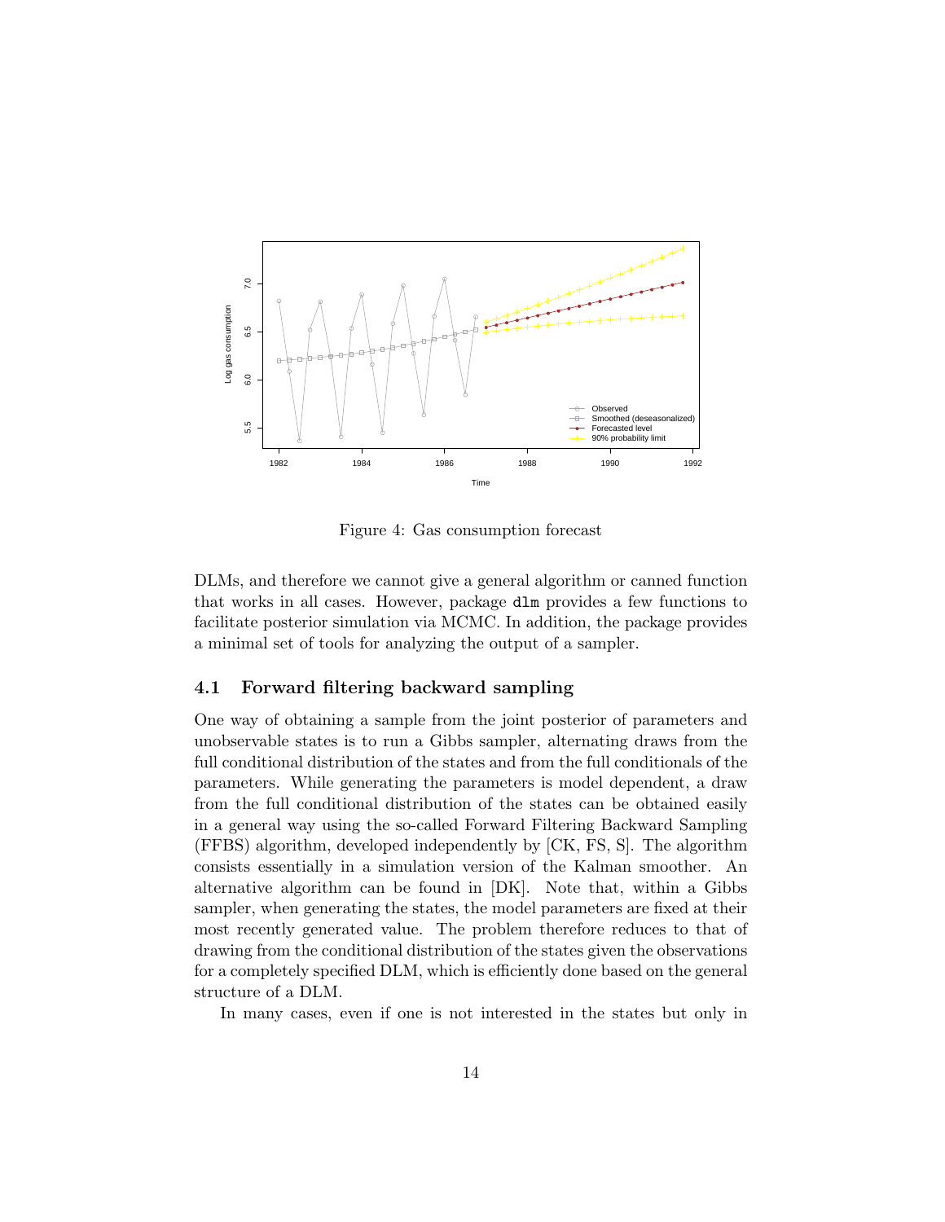Figure 4: Gas consumption forecast

DLMs, and therefore we cannot give a general algorithm or canned function that works in all cases. However, package `dlm` provides a few functions to facilitate posterior simulation via MCMC. In addition, the package provides a minimal set of tools for analyzing the output of a sampler.

### 4.1 Forward filtering backward sampling

One way of obtaining a sample from the joint posterior of parameters and unobservable states is to run a Gibbs sampler, alternating draws from the full conditional distribution of the states and from the full conditionals of the parameters. While generating the parameters is model dependent, a draw from the full conditional distribution of the states can be obtained easily in a general way using the so-called Forward Filtering Backward Sampling (FFBS) algorithm, developed independently by [CK, FS, S]. The algorithm consists essentially in a simulation version of the Kalman smoother. An alternative algorithm can be found in [DK]. Note that, within a Gibbs sampler, when generating the states, the model parameters are fixed at their most recently generated value. The problem therefore reduces to that of drawing from the conditional distribution of the states given the observations for a completely specified DLM, which is efficiently done based on the general structure of a DLM.

In many cases, even if one is not interested in the states but only in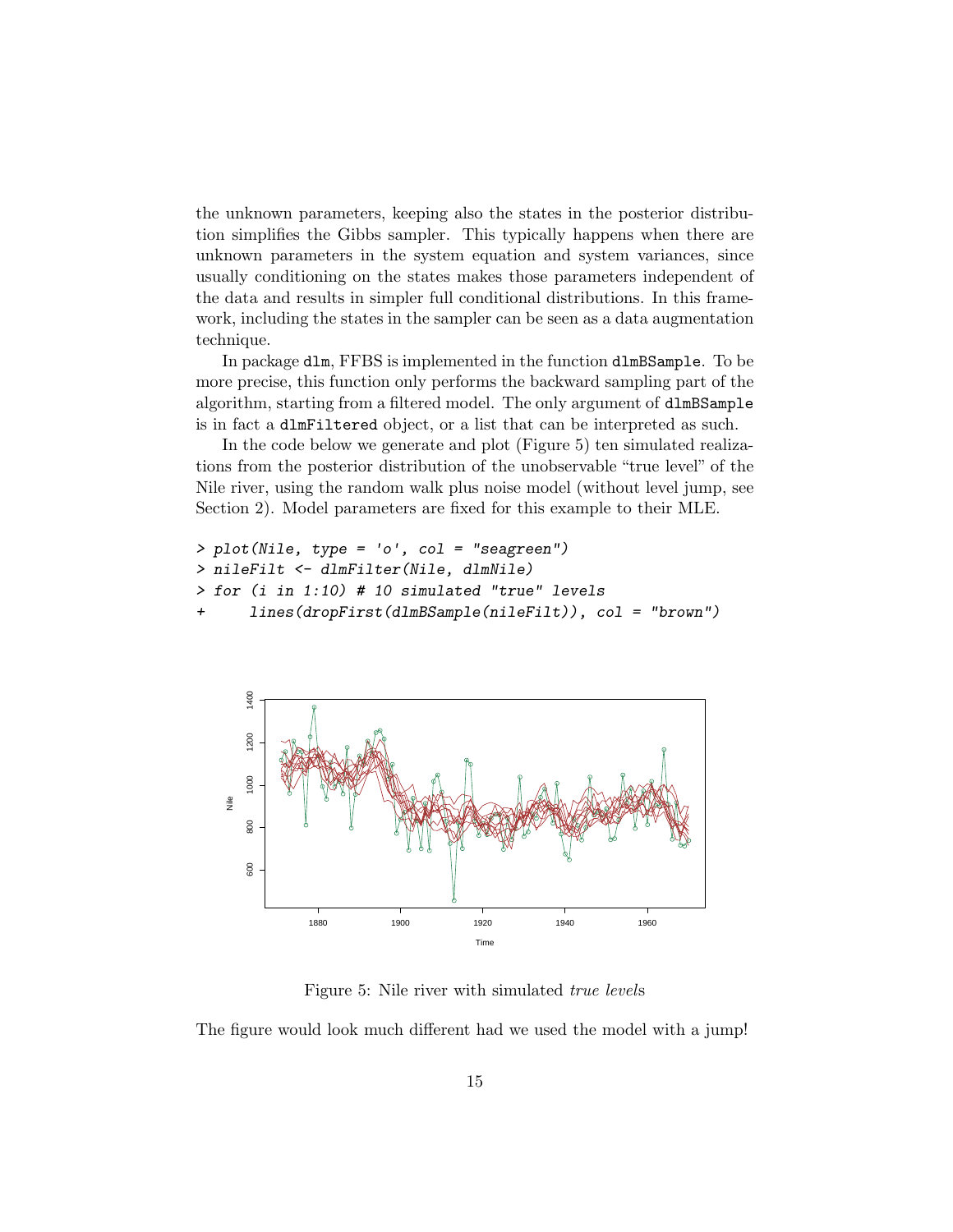the unknown parameters, keeping also the states in the posterior distribution simplifies the Gibbs sampler. This typically happens when there are unknown parameters in the system equation and system variances, since usually conditioning on the states makes those parameters independent of the data and results in simpler full conditional distributions. In this framework, including the states in the sampler can be seen as a data augmentation technique.

In package dlm, FFBS is implemented in the function `dlmBSample`. To be more precise, this function only performs the backward sampling part of the algorithm, starting from a filtered model. The only argument of `dlmBSample` is in fact a `dlmFiltered` object, or a list that can be interpreted as such.

In the code below we generate and plot (Figure 5) ten simulated realizations from the posterior distribution of the unobservable "true level" of the Nile river, using the random walk plus noise model (without level jump, see Section 2). Model parameters are fixed for this example to their MLE.

```
> plot(Nile, type = 'o', col = "seagreen")
> nileFilt <- dlmFilter(Nile, dlmNile)
> for (i in 1:10) # 10 simulated "true" levels
+     lines(dropFirst(dlmBSample(nileFilt)), col = "brown")
```

Figure 5: Nile river with simulated *true level*s

The figure would look much different had we used the model with a jump!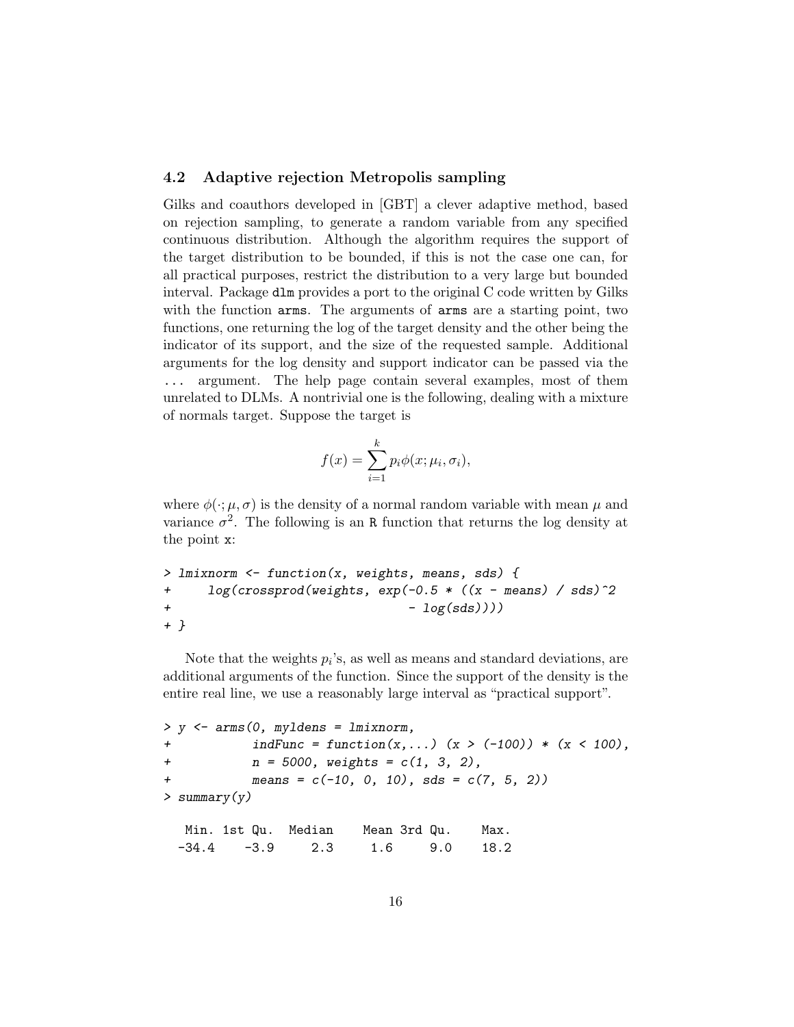### 4.2 Adaptive rejection Metropolis sampling

Gilks and coauthors developed in [GBT] a clever adaptive method, based on rejection sampling, to generate a random variable from any specified continuous distribution. Although the algorithm requires the support of the target distribution to be bounded, if this is not the case one can, for all practical purposes, restrict the distribution to a very large but bounded interval. Package `dlm` provides a port to the original C code written by Gilks with the function `arms`. The arguments of `arms` are a starting point, two functions, one returning the log of the target density and the other being the indicator of its support, and the size of the requested sample. Additional arguments for the log density and support indicator can be passed via the `...` argument. The help page contain several examples, most of them unrelated to DLMs. A nontrivial one is the following, dealing with a mixture of normals target. Suppose the target is

$$f(x) = \sum_{i=1}^{k} p_i \phi(x; \mu_i, \sigma_i),$$

where $\phi(\cdot; \mu, \sigma)$ is the density of a normal random variable with mean $\mu$ and variance $\sigma^2$. The following is an `R` function that returns the log density at the point `x`:

```
> lmixnorm <- function(x, weights, means, sds) {
+     log(crossprod(weights, exp(-0.5 * ((x - means) / sds)^2
+                                 - log(sds))))
+ }
```

Note that the weights $p_i$'s, as well as means and standard deviations, are additional arguments of the function. Since the support of the density is the entire real line, we use a reasonably large interval as "practical support".

```
> y <- arms(0, myldens = lmixnorm,
+           indFunc = function(x,...) (x > (-100)) * (x < 100),
+           n = 5000, weights = c(1, 3, 2),
+           means = c(-10, 0, 10), sds = c(7, 5, 2))
> summary(y)

   Min. 1st Qu.  Median    Mean 3rd Qu.    Max.
  -34.4    -3.9     2.3     1.6     9.0    18.2
```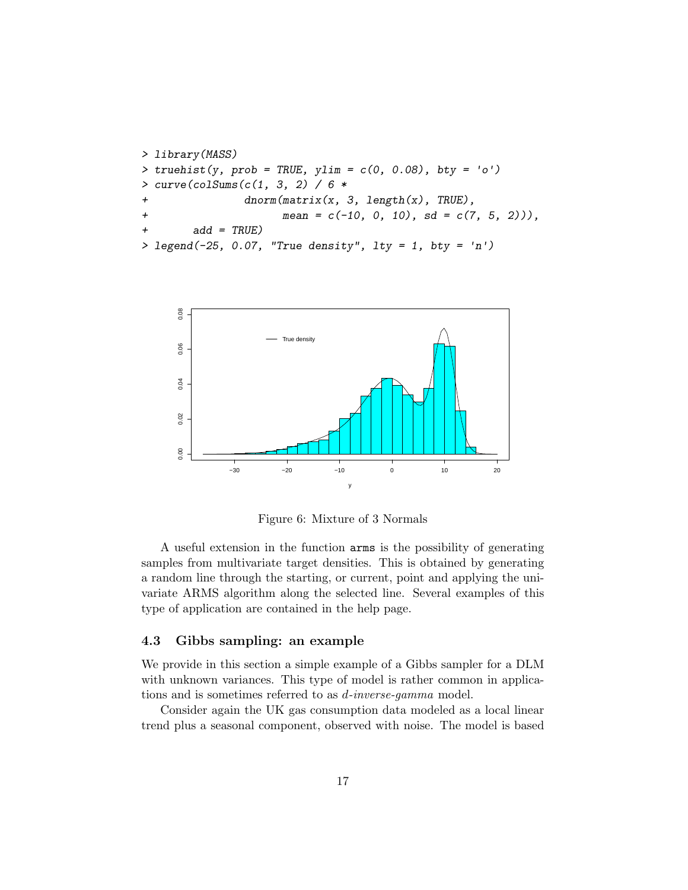```
> library(MASS)
> truehist(y, prob = TRUE, ylim = c(0, 0.08), bty = 'o')
> curve(colSums(c(1, 3, 2) / 6 *
+              dnorm(matrix(x, 3, length(x), TRUE),
+                    mean = c(-10, 0, 10), sd = c(7, 5, 2))),
+       add = TRUE)
> legend(-25, 0.07, "True density", lty = 1, bty = 'n')
```

Figure 6: Mixture of 3 Normals

A useful extension in the function `arms` is the possibility of generating samples from multivariate target densities. This is obtained by generating a random line through the starting, or current, point and applying the univariate ARMS algorithm along the selected line. Several examples of this type of application are contained in the help page.

### 4.3 Gibbs sampling: an example

We provide in this section a simple example of a Gibbs sampler for a DLM with unknown variances. This type of model is rather common in applications and is sometimes referred to as *d-inverse-gamma* model.

Consider again the UK gas consumption data modeled as a local linear trend plus a seasonal component, observed with noise. The model is based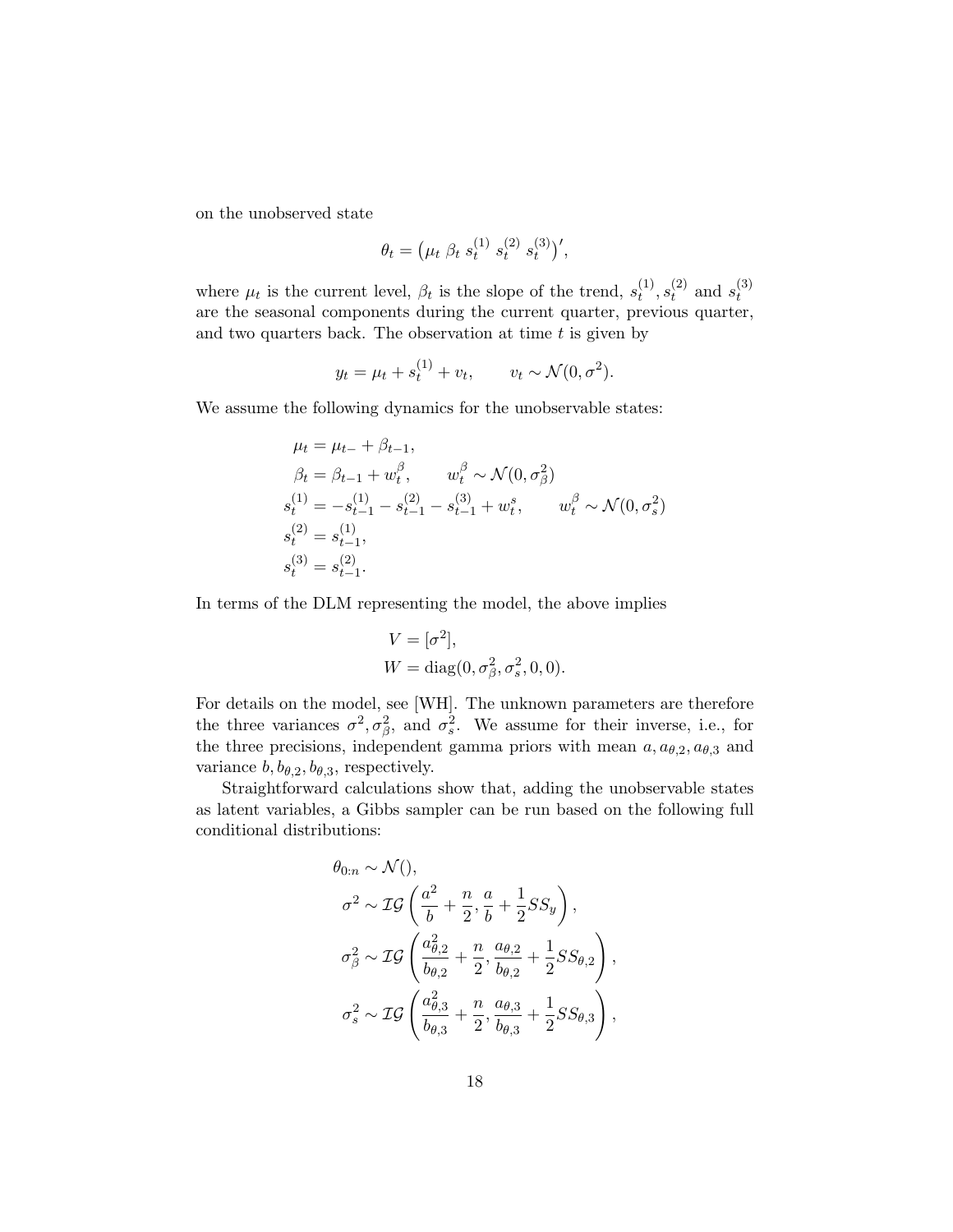on the unobserved state

$$\theta_t = \begin{pmatrix} \mu_t \ \beta_t \ s_t^{(1)} \ s_t^{(2)} \ s_t^{(3)} \end{pmatrix}',$$

where $\mu_t$ is the current level, $\beta_t$ is the slope of the trend, $s_t^{(1)}, s_t^{(2)}$ and $s_t^{(3)}$ are the seasonal components during the current quarter, previous quarter, and two quarters back. The observation at time $t$ is given by

$$y_t = \mu_t + s_t^{(1)} + v_t, \qquad v_t \sim \mathcal{N}(0, \sigma^2).$$

We assume the following dynamics for the unobservable states:

$$\begin{aligned}
\mu_t &= \mu_{t-} + \beta_{t-1}, \\
\beta_t &= \beta_{t-1} + w_t^\beta, \qquad w_t^\beta \sim \mathcal{N}(0, \sigma_\beta^2) \\
s_t^{(1)} &= -s_{t-1}^{(1)} - s_{t-1}^{(2)} - s_{t-1}^{(3)} + w_t^s, \qquad w_t^\beta \sim \mathcal{N}(0, \sigma_s^2) \\
s_t^{(2)} &= s_{t-1}^{(1)}, \\
s_t^{(3)} &= s_{t-1}^{(2)}.
\end{aligned}$$

In terms of the DLM representing the model, the above implies

$$\begin{aligned}
V &= [\sigma^2], \\
W &= \operatorname{diag}(0, \sigma_\beta^2, \sigma_s^2, 0, 0).
\end{aligned}$$

For details on the model, see [WH]. The unknown parameters are therefore the three variances $\sigma^2, \sigma_\beta^2$, and $\sigma_s^2$. We assume for their inverse, i.e., for the three precisions, independent gamma priors with mean $a, a_{\theta,2}, a_{\theta,3}$ and variance $b, b_{\theta,2}, b_{\theta,3}$, respectively.

Straightforward calculations show that, adding the unobservable states as latent variables, a Gibbs sampler can be run based on the following full conditional distributions:

$$\begin{aligned}
\theta_{0:n} &\sim \mathcal{N}(), \\
\sigma^2 &\sim \mathcal{IG}\left(\frac{a^2}{b} + \frac{n}{2}, \frac{a}{b} + \frac{1}{2} SS_y\right), \\
\sigma_\beta^2 &\sim \mathcal{IG}\left(\frac{a_{\theta,2}^2}{b_{\theta,2}} + \frac{n}{2}, \frac{a_{\theta,2}}{b_{\theta,2}} + \frac{1}{2} SS_{\theta,2}\right), \\
\sigma_s^2 &\sim \mathcal{IG}\left(\frac{a_{\theta,3}^2}{b_{\theta,3}} + \frac{n}{2}, \frac{a_{\theta,3}}{b_{\theta,3}} + \frac{1}{2} SS_{\theta,3}\right),
\end{aligned}$$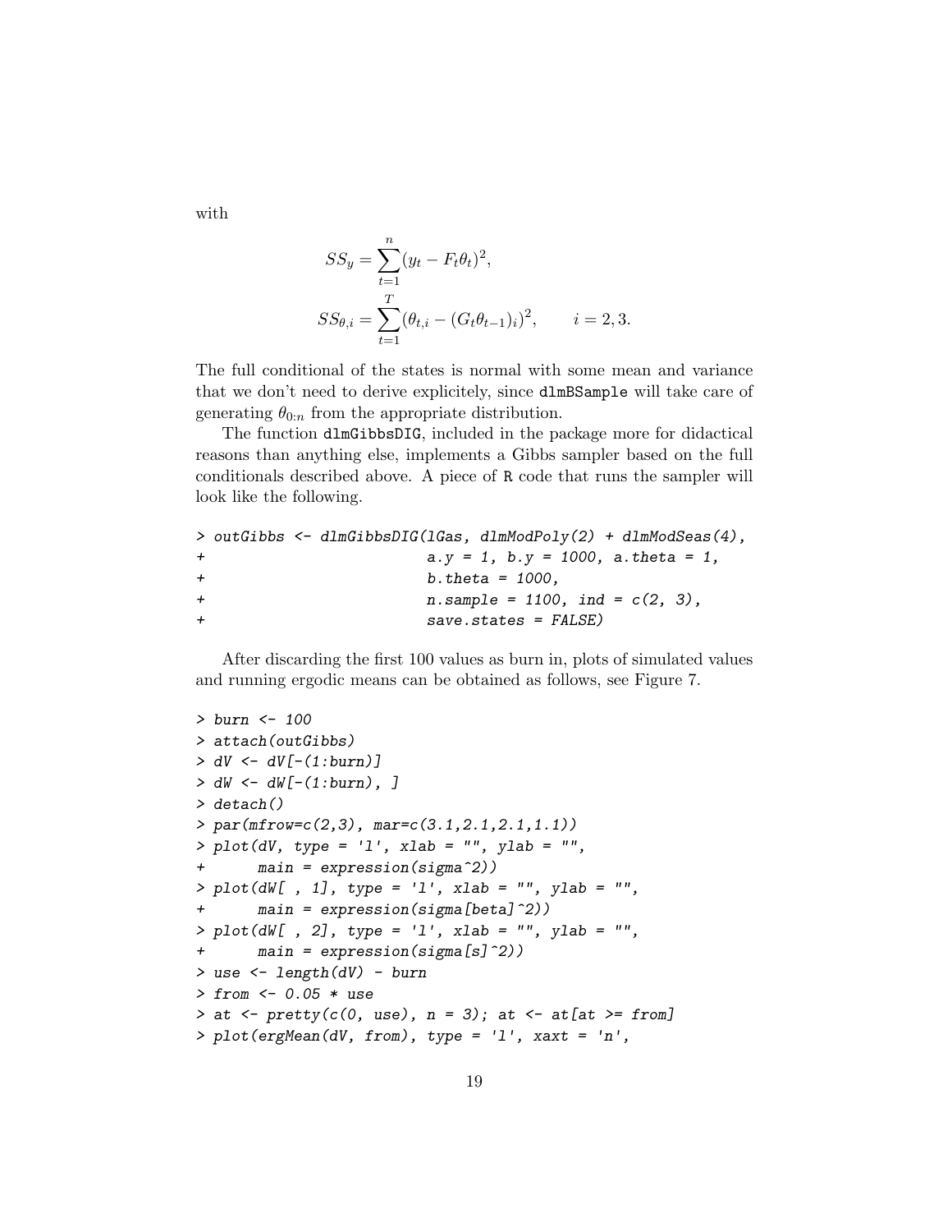with

$$SS_y = \sum_{t=1}^{n} (y_t - F_t \theta_t)^2,$$

$$SS_{\theta,i} = \sum_{t=1}^{T} (\theta_{t,i} - (G_t \theta_{t-1})_i)^2, \qquad i = 2, 3.$$

The full conditional of the states is normal with some mean and variance that we don't need to derive explicitely, since dlmBSample will take care of generating $\theta_{0:n}$ from the appropriate distribution.

The function dlmGibbsDIG, included in the package more for didactical reasons than anything else, implements a Gibbs sampler based on the full conditionals described above. A piece of R code that runs the sampler will look like the following.

```
> outGibbs <- dlmGibbsDIG(lGas, dlmModPoly(2) + dlmModSeas(4),
+                         a.y = 1, b.y = 1000, a.theta = 1,
+                         b.theta = 1000,
+                         n.sample = 1100, ind = c(2, 3),
+                         save.states = FALSE)
```

After discarding the first 100 values as burn in, plots of simulated values and running ergodic means can be obtained as follows, see Figure 7.

```
> burn <- 100
> attach(outGibbs)
> dV <- dV[-(1:burn)]
> dW <- dW[-(1:burn), ]
> detach()
> par(mfrow=c(2,3), mar=c(3.1,2.1,2.1,1.1))
> plot(dV, type = 'l', xlab = "", ylab = "",
+      main = expression(sigma^2))
> plot(dW[ , 1], type = 'l', xlab = "", ylab = "",
+      main = expression(sigma[beta]^2))
> plot(dW[ , 2], type = 'l', xlab = "", ylab = "",
+      main = expression(sigma[s]^2))
> use <- length(dV) - burn
> from <- 0.05 * use
> at <- pretty(c(0, use), n = 3); at <- at[at >= from]
> plot(ergMean(dV, from), type = 'l', xaxt = 'n',
```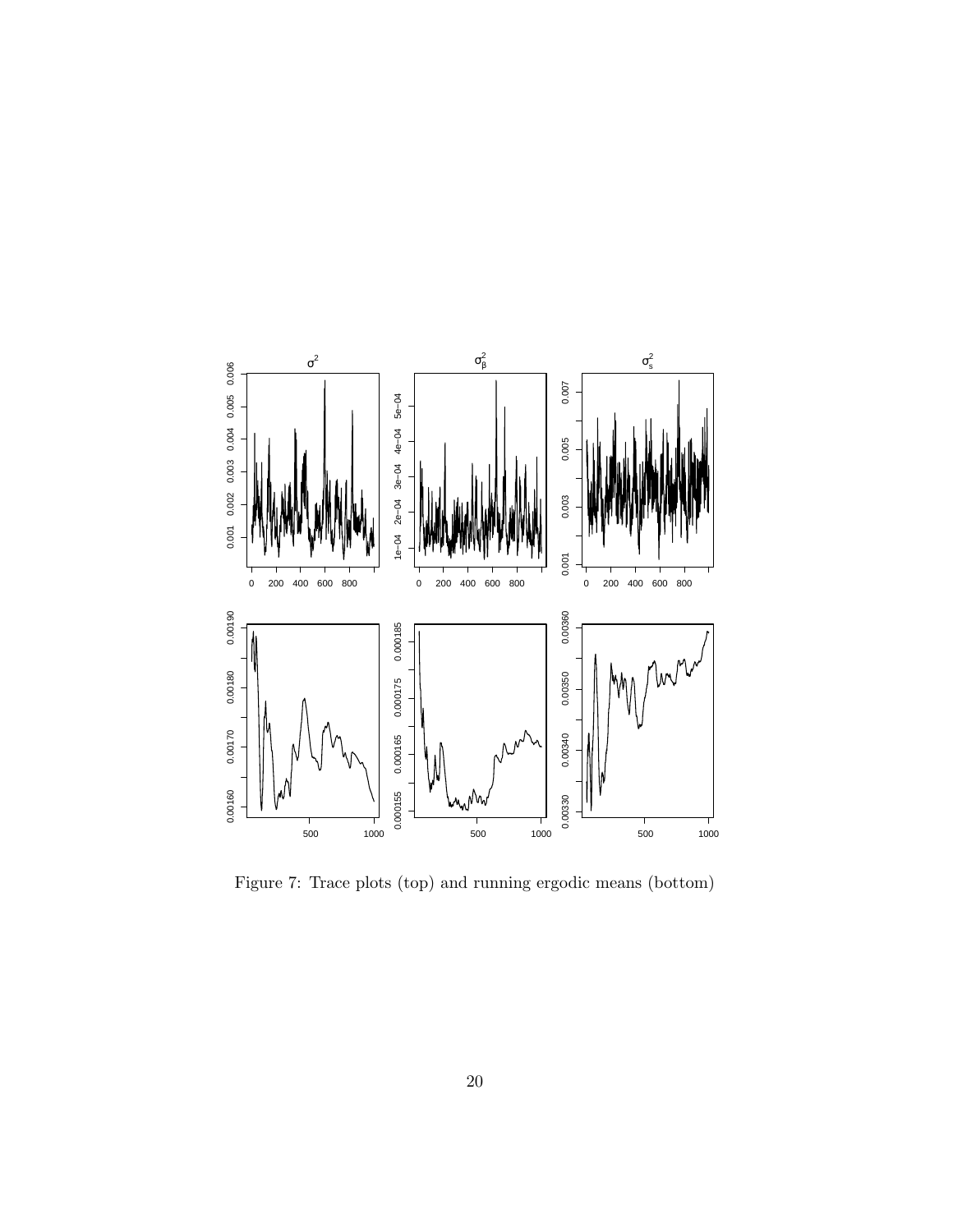Figure 7: Trace plots (top) and running ergodic means (bottom)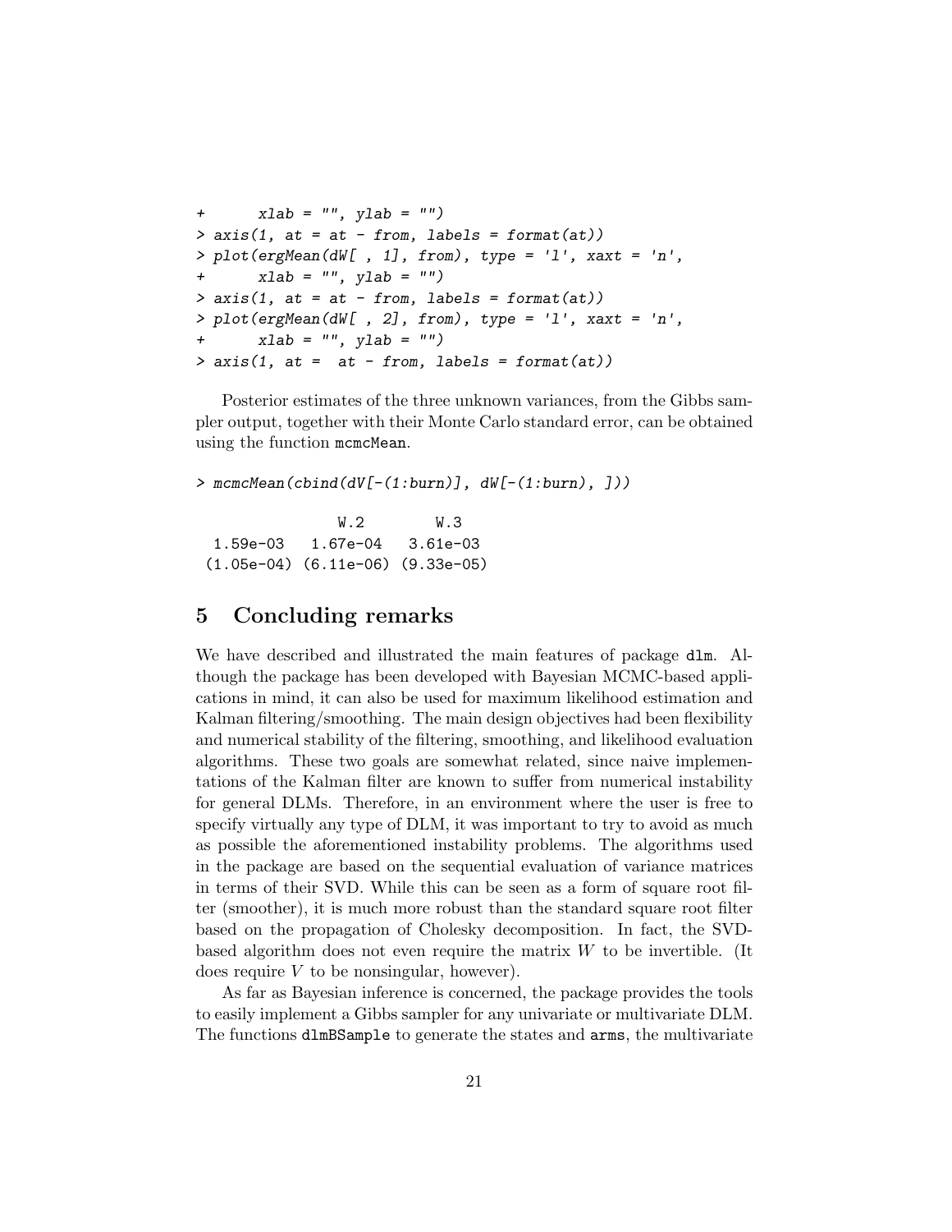```
+       xlab = "", ylab = "")
> axis(1, at = at - from, labels = format(at))
> plot(ergMean(dW[ , 1], from), type = 'l', xaxt = 'n',
+       xlab = "", ylab = "")
> axis(1, at = at - from, labels = format(at))
> plot(ergMean(dW[ , 2], from), type = 'l', xaxt = 'n',
+       xlab = "", ylab = "")
> axis(1, at =  at - from, labels = format(at))
```

Posterior estimates of the three unknown variances, from the Gibbs sampler output, together with their Monte Carlo standard error, can be obtained using the function `mcmcMean`.

```
> mcmcMean(cbind(dV[-(1:burn)], dW[-(1:burn), ]))

                 W.2         W.3
  1.59e-03   1.67e-04   3.61e-03
 (1.05e-04) (6.11e-06) (9.33e-05)
```

## 5 Concluding remarks

We have described and illustrated the main features of package `dlm`. Although the package has been developed with Bayesian MCMC-based applications in mind, it can also be used for maximum likelihood estimation and Kalman filtering/smoothing. The main design objectives had been flexibility and numerical stability of the filtering, smoothing, and likelihood evaluation algorithms. These two goals are somewhat related, since naive implementations of the Kalman filter are known to suffer from numerical instability for general DLMs. Therefore, in an environment where the user is free to specify virtually any type of DLM, it was important to try to avoid as much as possible the aforementioned instability problems. The algorithms used in the package are based on the sequential evaluation of variance matrices in terms of their SVD. While this can be seen as a form of square root filter (smoother), it is much more robust than the standard square root filter based on the propagation of Cholesky decomposition. In fact, the SVD-based algorithm does not even require the matrix $W$ to be invertible. (It does require $V$ to be nonsingular, however).

As far as Bayesian inference is concerned, the package provides the tools to easily implement a Gibbs sampler for any univariate or multivariate DLM. The functions `dlmBSample` to generate the states and `arms`, the multivariate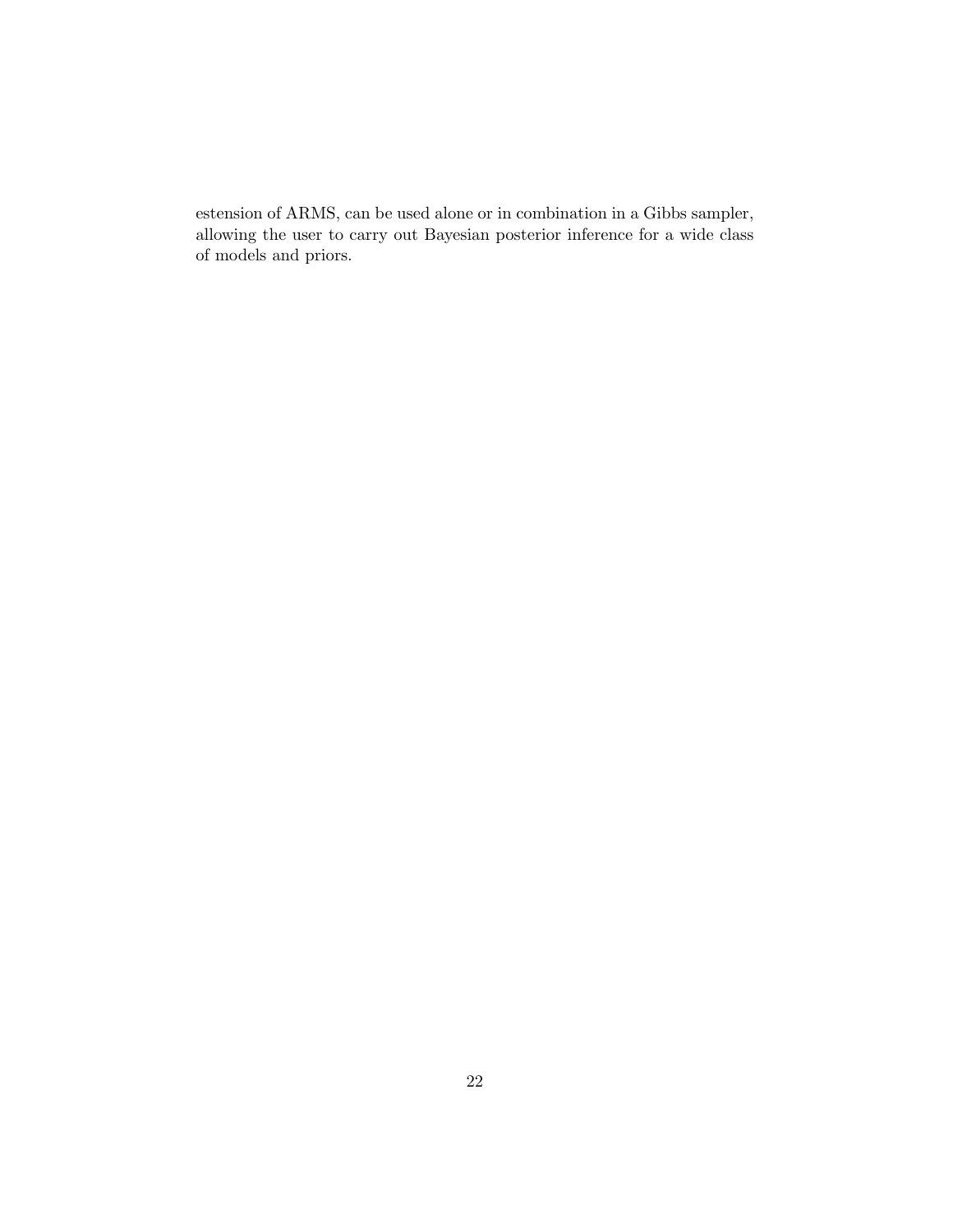estension of ARMS, can be used alone or in combination in a Gibbs sampler, allowing the user to carry out Bayesian posterior inference for a wide class of models and priors.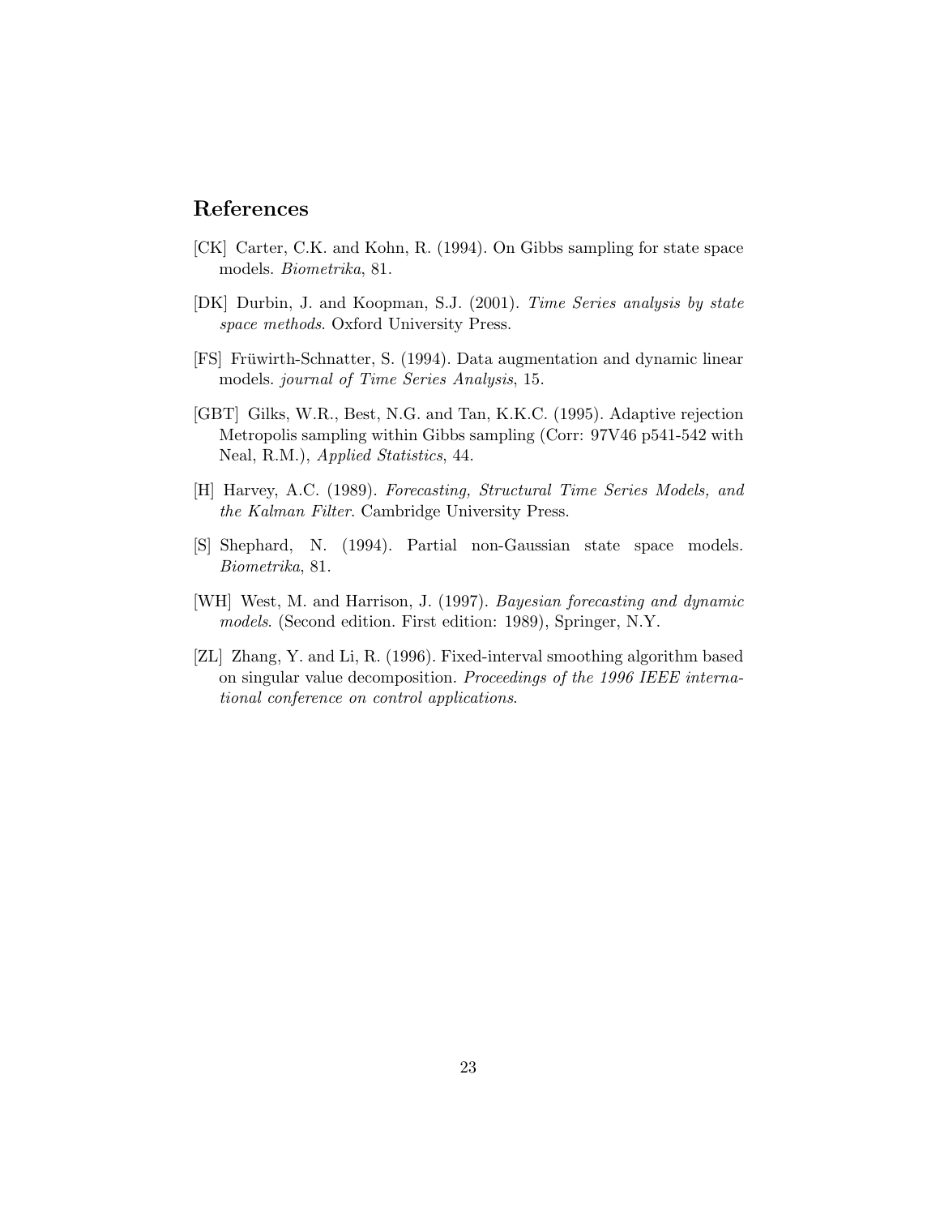## References

[CK] Carter, C.K. and Kohn, R. (1994). On Gibbs sampling for state space models. *Biometrika*, 81.

[DK] Durbin, J. and Koopman, S.J. (2001). *Time Series analysis by state space methods*. Oxford University Press.

[FS] Früwirth-Schnatter, S. (1994). Data augmentation and dynamic linear models. *journal of Time Series Analysis*, 15.

[GBT] Gilks, W.R., Best, N.G. and Tan, K.K.C. (1995). Adaptive rejection Metropolis sampling within Gibbs sampling (Corr: 97V46 p541-542 with Neal, R.M.), *Applied Statistics*, 44.

[H] Harvey, A.C. (1989). *Forecasting, Structural Time Series Models, and the Kalman Filter*. Cambridge University Press.

[S] Shephard, N. (1994). Partial non-Gaussian state space models. *Biometrika*, 81.

[WH] West, M. and Harrison, J. (1997). *Bayesian forecasting and dynamic models*. (Second edition. First edition: 1989), Springer, N.Y.

[ZL] Zhang, Y. and Li, R. (1996). Fixed-interval smoothing algorithm based on singular value decomposition. *Proceedings of the 1996 IEEE international conference on control applications*.